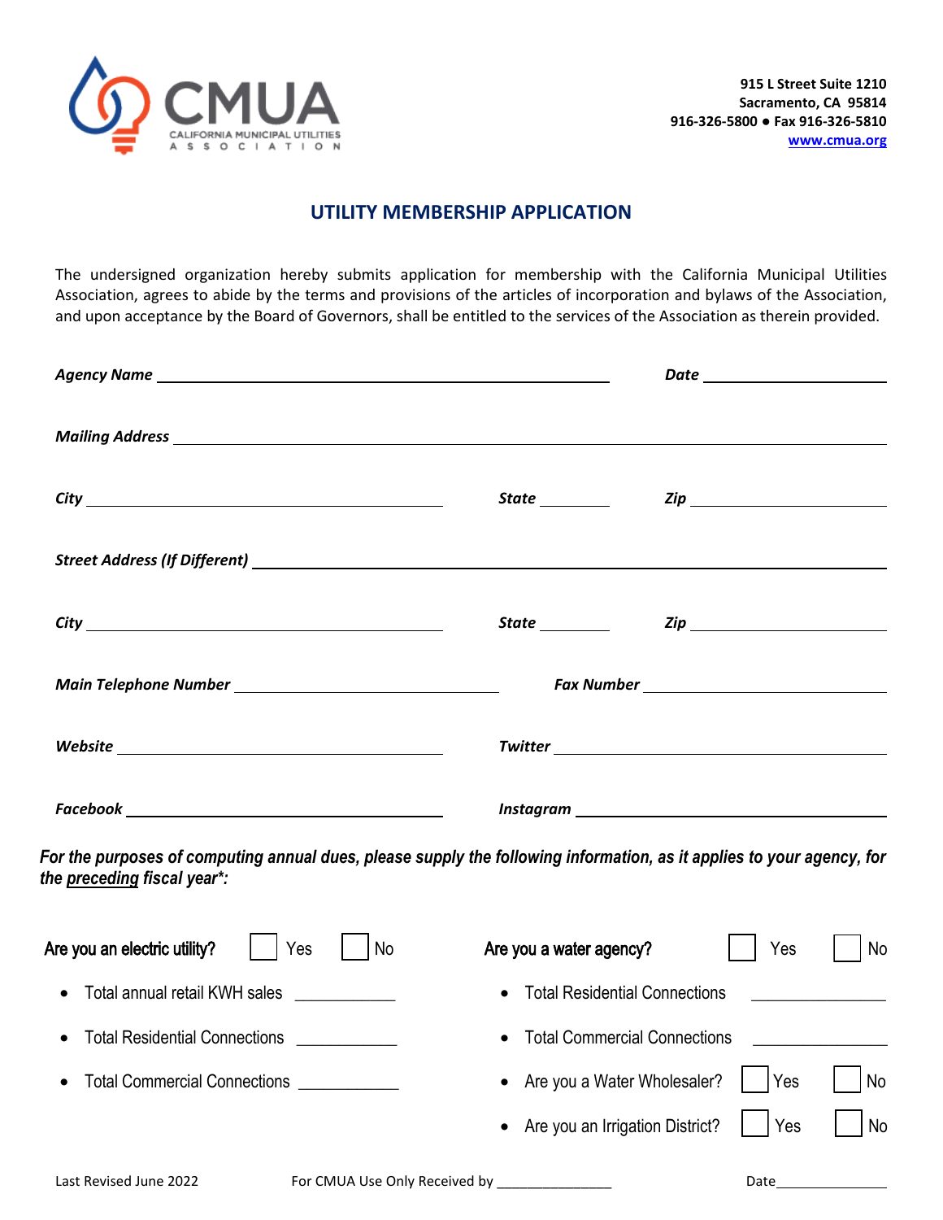CMUA
CALIFORNIA MUNICIPAL UTILITIES ASSOCIATION

**915 L Street Suite 1210**
**Sacramento, CA 95814**
**916-326-5800 ● Fax 916-326-5810**
**www.cmua.org**

# UTILITY MEMBERSHIP APPLICATION

The undersigned organization hereby submits application for membership with the California Municipal Utilities Association, agrees to abide by the terms and provisions of the articles of incorporation and bylaws of the Association, and upon acceptance by the Board of Governors, shall be entitled to the services of the Association as therein provided.

***Agency Name*** ______________________________ ***Date*** ______________

***Mailing Address*** ________________________________________________

***City*** ______________________ ***State*** ________ ***Zip*** ______________

***Street Address (If Different)*** ______________________________________

***City*** ______________________ ***State*** ________ ***Zip*** ______________

***Main Telephone Number*** ____________________ ***Fax Number*** ____________________

***Website*** ______________________ ***Twitter*** ______________________

***Facebook*** ______________________ ***Instagram*** ______________________

***For the purposes of computing annual dues, please supply the following information, as it applies to your agency, for the preceding fiscal year\*:***

Are you an electric utility? ☐ Yes ☐ No

- Total annual retail KWH sales ____________
- Total Residential Connections ____________
- Total Commercial Connections ____________

Are you a water agency? ☐ Yes ☐ No

- Total Residential Connections ____________
- Total Commercial Connections ____________
- Are you a Water Wholesaler? ☐ Yes ☐ No
- Are you an Irrigation District? ☐ Yes ☐ No

Last Revised June 2022 For CMUA Use Only Received by _______________ Date_______________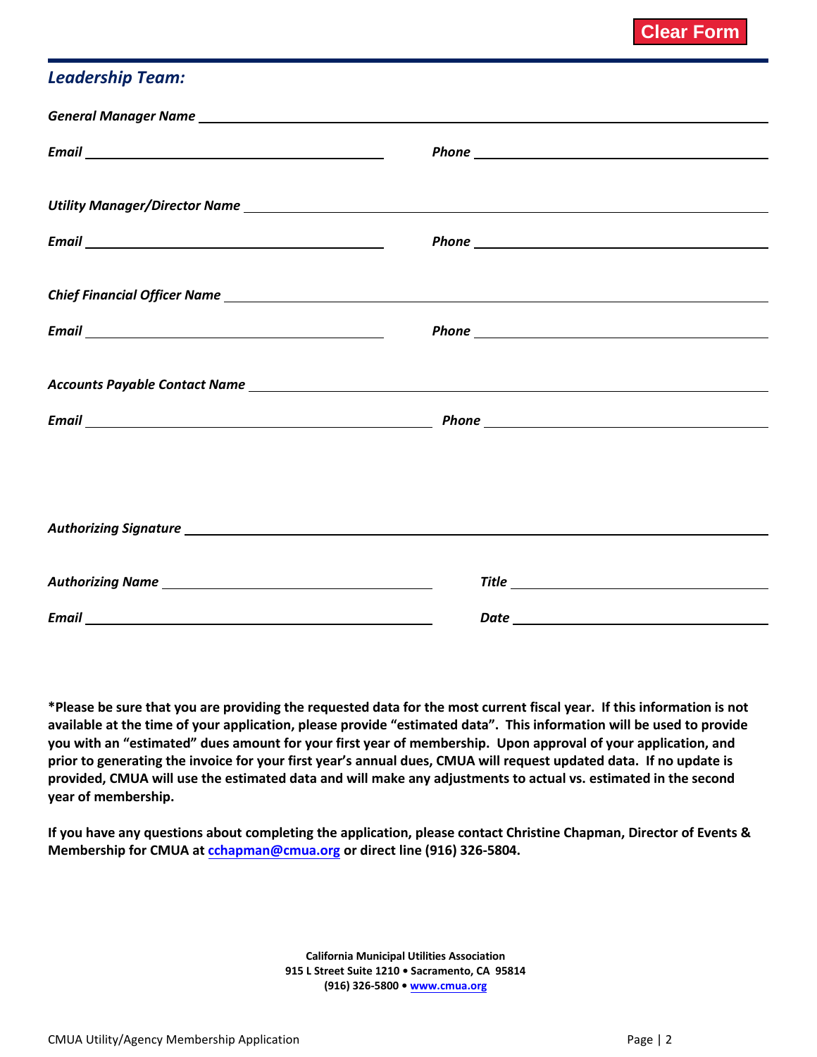Clear Form

## *Leadership Team:*

***General Manager Name*** \_\_\_\_\_\_\_\_\_\_\_\_\_\_\_\_\_\_\_\_\_\_\_\_\_\_\_\_\_\_\_\_\_\_\_\_\_\_\_\_

***Email*** \_\_\_\_\_\_\_\_\_\_\_\_\_\_\_\_\_\_\_\_\_\_\_\_ ***Phone*** \_\_\_\_\_\_\_\_\_\_\_\_\_\_\_\_\_\_\_\_\_\_\_\_

***Utility Manager/Director Name*** \_\_\_\_\_\_\_\_\_\_\_\_\_\_\_\_\_\_\_\_\_\_\_\_\_\_\_\_\_\_\_\_\_\_\_\_\_\_\_\_

***Email*** \_\_\_\_\_\_\_\_\_\_\_\_\_\_\_\_\_\_\_\_\_\_\_\_ ***Phone*** \_\_\_\_\_\_\_\_\_\_\_\_\_\_\_\_\_\_\_\_\_\_\_\_

***Chief Financial Officer Name*** \_\_\_\_\_\_\_\_\_\_\_\_\_\_\_\_\_\_\_\_\_\_\_\_\_\_\_\_\_\_\_\_\_\_\_\_\_\_\_\_

***Email*** \_\_\_\_\_\_\_\_\_\_\_\_\_\_\_\_\_\_\_\_\_\_\_\_ ***Phone*** \_\_\_\_\_\_\_\_\_\_\_\_\_\_\_\_\_\_\_\_\_\_\_\_

***Accounts Payable Contact Name*** \_\_\_\_\_\_\_\_\_\_\_\_\_\_\_\_\_\_\_\_\_\_\_\_\_\_\_\_\_\_\_\_\_\_\_\_\_\_\_\_

***Email*** \_\_\_\_\_\_\_\_\_\_\_\_\_\_\_\_\_\_\_\_\_\_\_\_ ***Phone*** \_\_\_\_\_\_\_\_\_\_\_\_\_\_\_\_\_\_\_\_\_\_\_\_

***Authorizing Signature*** \_\_\_\_\_\_\_\_\_\_\_\_\_\_\_\_\_\_\_\_\_\_\_\_\_\_\_\_\_\_\_\_\_\_\_\_\_\_\_\_

***Authorizing Name*** \_\_\_\_\_\_\_\_\_\_\_\_\_\_\_\_\_\_\_\_\_\_\_\_ ***Title*** \_\_\_\_\_\_\_\_\_\_\_\_\_\_\_\_\_\_\_\_\_\_\_\_

***Email*** \_\_\_\_\_\_\_\_\_\_\_\_\_\_\_\_\_\_\_\_\_\_\_\_ ***Date*** \_\_\_\_\_\_\_\_\_\_\_\_\_\_\_\_\_\_\_\_\_\_\_\_

**\*Please be sure that you are providing the requested data for the most current fiscal year. If this information is not available at the time of your application, please provide "estimated data". This information will be used to provide you with an "estimated" dues amount for your first year of membership. Upon approval of your application, and prior to generating the invoice for your first year's annual dues, CMUA will request updated data. If no update is provided, CMUA will use the estimated data and will make any adjustments to actual vs. estimated in the second year of membership.**

**If you have any questions about completing the application, please contact Christine Chapman, Director of Events & Membership for CMUA at [cchapman@cmua.org](mailto:cchapman@cmua.org) or direct line (916) 326-5804.**

**California Municipal Utilities Association**
**915 L Street Suite 1210 • Sacramento, CA 95814**
**(916) 326-5800 • [www.cmua.org](http://www.cmua.org)**